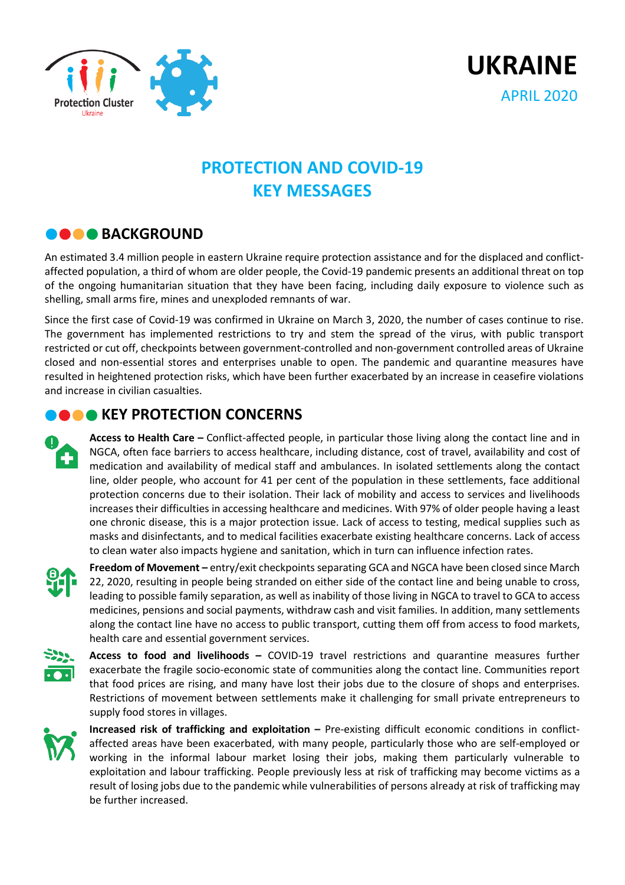# UKRAINE

APRIL 2020

# PROTECTION AND COVID-19 KEY MESSAGES

## BACKGROUND

An estimated 3.4 million people in eastern Ukraine require protection assistance and for the displaced and conflict-affected population, a third of whom are older people, the Covid-19 pandemic presents an additional threat on top of the ongoing humanitarian situation that they have been facing, including daily exposure to violence such as shelling, small arms fire, mines and unexploded remnants of war.

Since the first case of Covid-19 was confirmed in Ukraine on March 3, 2020, the number of cases continue to rise. The government has implemented restrictions to try and stem the spread of the virus, with public transport restricted or cut off, checkpoints between government-controlled and non-government controlled areas of Ukraine closed and non-essential stores and enterprises unable to open. The pandemic and quarantine measures have resulted in heightened protection risks, which have been further exacerbated by an increase in ceasefire violations and increase in civilian casualties.

## KEY PROTECTION CONCERNS

**Access to Health Care –** Conflict-affected people, in particular those living along the contact line and in NGCA, often face barriers to access healthcare, including distance, cost of travel, availability and cost of medication and availability of medical staff and ambulances. In isolated settlements along the contact line, older people, who account for 41 per cent of the population in these settlements, face additional protection concerns due to their isolation. Their lack of mobility and access to services and livelihoods increases their difficulties in accessing healthcare and medicines. With 97% of older people having a least one chronic disease, this is a major protection issue. Lack of access to testing, medical supplies such as masks and disinfectants, and to medical facilities exacerbate existing healthcare concerns. Lack of access to clean water also impacts hygiene and sanitation, which in turn can influence infection rates.

**Freedom of Movement –** entry/exit checkpoints separating GCA and NGCA have been closed since March 22, 2020, resulting in people being stranded on either side of the contact line and being unable to cross, leading to possible family separation, as well as inability of those living in NGCA to travel to GCA to access medicines, pensions and social payments, withdraw cash and visit families. In addition, many settlements along the contact line have no access to public transport, cutting them off from access to food markets, health care and essential government services.

**Access to food and livelihoods –** COVID-19 travel restrictions and quarantine measures further exacerbate the fragile socio-economic state of communities along the contact line. Communities report that food prices are rising, and many have lost their jobs due to the closure of shops and enterprises. Restrictions of movement between settlements make it challenging for small private entrepreneurs to supply food stores in villages.

**Increased risk of trafficking and exploitation –** Pre-existing difficult economic conditions in conflict-affected areas have been exacerbated, with many people, particularly those who are self-employed or working in the informal labour market losing their jobs, making them particularly vulnerable to exploitation and labour trafficking. People previously less at risk of trafficking may become victims as a result of losing jobs due to the pandemic while vulnerabilities of persons already at risk of trafficking may be further increased.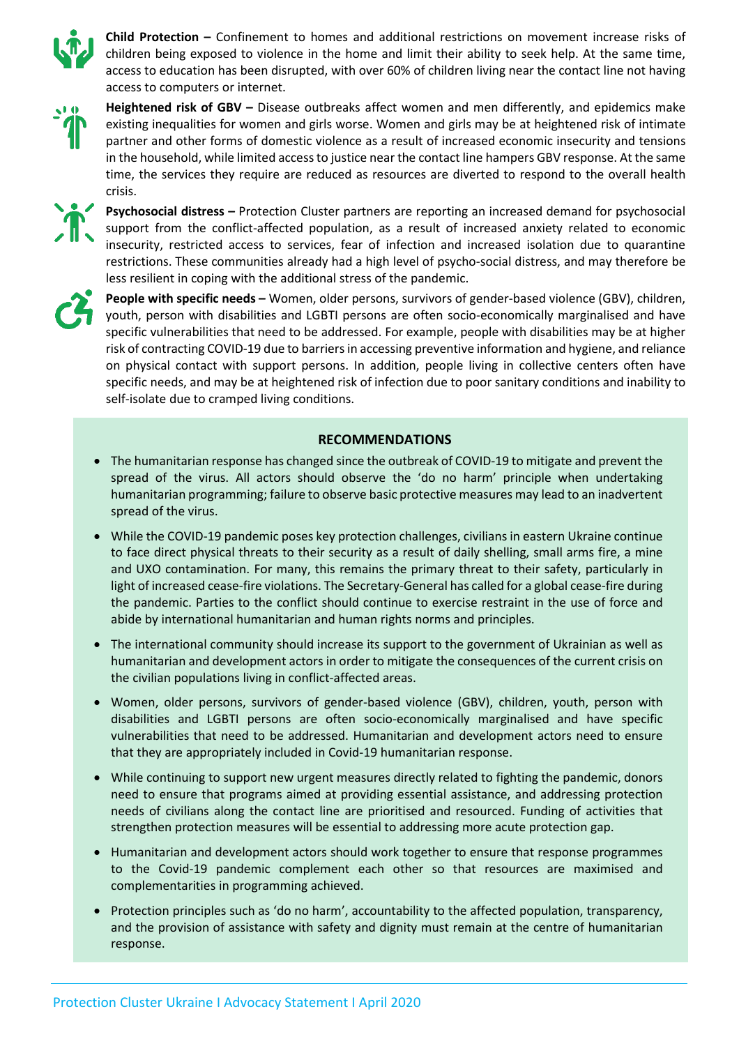**Child Protection –** Confinement to homes and additional restrictions on movement increase risks of children being exposed to violence in the home and limit their ability to seek help. At the same time, access to education has been disrupted, with over 60% of children living near the contact line not having access to computers or internet.

**Heightened risk of GBV –** Disease outbreaks affect women and men differently, and epidemics make existing inequalities for women and girls worse. Women and girls may be at heightened risk of intimate partner and other forms of domestic violence as a result of increased economic insecurity and tensions in the household, while limited access to justice near the contact line hampers GBV response. At the same time, the services they require are reduced as resources are diverted to respond to the overall health crisis.

**Psychosocial distress –** Protection Cluster partners are reporting an increased demand for psychosocial support from the conflict-affected population, as a result of increased anxiety related to economic insecurity, restricted access to services, fear of infection and increased isolation due to quarantine restrictions. These communities already had a high level of psycho-social distress, and may therefore be less resilient in coping with the additional stress of the pandemic.

**People with specific needs –** Women, older persons, survivors of gender-based violence (GBV), children, youth, person with disabilities and LGBTI persons are often socio-economically marginalised and have specific vulnerabilities that need to be addressed. For example, people with disabilities may be at higher risk of contracting COVID-19 due to barriers in accessing preventive information and hygiene, and reliance on physical contact with support persons. In addition, people living in collective centers often have specific needs, and may be at heightened risk of infection due to poor sanitary conditions and inability to self-isolate due to cramped living conditions.

## RECOMMENDATIONS

- The humanitarian response has changed since the outbreak of COVID-19 to mitigate and prevent the spread of the virus. All actors should observe the 'do no harm' principle when undertaking humanitarian programming; failure to observe basic protective measures may lead to an inadvertent spread of the virus.
- While the COVID-19 pandemic poses key protection challenges, civilians in eastern Ukraine continue to face direct physical threats to their security as a result of daily shelling, small arms fire, a mine and UXO contamination. For many, this remains the primary threat to their safety, particularly in light of increased cease-fire violations. The Secretary-General has called for a global cease-fire during the pandemic. Parties to the conflict should continue to exercise restraint in the use of force and abide by international humanitarian and human rights norms and principles.
- The international community should increase its support to the government of Ukrainian as well as humanitarian and development actors in order to mitigate the consequences of the current crisis on the civilian populations living in conflict-affected areas.
- Women, older persons, survivors of gender-based violence (GBV), children, youth, person with disabilities and LGBTI persons are often socio-economically marginalised and have specific vulnerabilities that need to be addressed. Humanitarian and development actors need to ensure that they are appropriately included in Covid-19 humanitarian response.
- While continuing to support new urgent measures directly related to fighting the pandemic, donors need to ensure that programs aimed at providing essential assistance, and addressing protection needs of civilians along the contact line are prioritised and resourced. Funding of activities that strengthen protection measures will be essential to addressing more acute protection gap.
- Humanitarian and development actors should work together to ensure that response programmes to the Covid-19 pandemic complement each other so that resources are maximised and complementarities in programming achieved.
- Protection principles such as 'do no harm', accountability to the affected population, transparency, and the provision of assistance with safety and dignity must remain at the centre of humanitarian response.